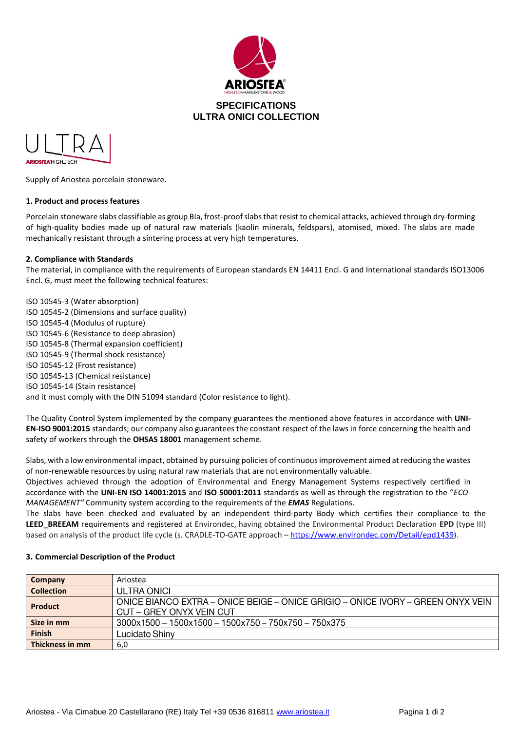**SPECIFICATIONS**
**ULTRA ONICI COLLECTION**

ULTRA
ARIOSTEA HIGH-TECH

Supply of Ariostea porcelain stoneware.

**1. Product and process features**

Porcelain stoneware slabs classifiable as group BIa, frost-proof slabs that resist to chemical attacks, achieved through dry-forming of high-quality bodies made up of natural raw materials (kaolin minerals, feldspars), atomised, mixed. The slabs are made mechanically resistant through a sintering process at very high temperatures.

**2. Compliance with Standards**

The material, in compliance with the requirements of European standards EN 14411 Encl. G and International standards ISO13006 Encl. G, must meet the following technical features:

ISO 10545-3 (Water absorption)
ISO 10545-2 (Dimensions and surface quality)
ISO 10545-4 (Modulus of rupture)
ISO 10545-6 (Resistance to deep abrasion)
ISO 10545-8 (Thermal expansion coefficient)
ISO 10545-9 (Thermal shock resistance)
ISO 10545-12 (Frost resistance)
ISO 10545-13 (Chemical resistance)
ISO 10545-14 (Stain resistance)
and it must comply with the DIN 51094 standard (Color resistance to light).

The Quality Control System implemented by the company guarantees the mentioned above features in accordance with **UNI-EN-ISO 9001:2015** standards; our company also guarantees the constant respect of the laws in force concerning the health and safety of workers through the **OHSAS 18001** management scheme.

Slabs, with a low environmental impact, obtained by pursuing policies of continuous improvement aimed at reducing the wastes of non-renewable resources by using natural raw materials that are not environmentally valuable.
Objectives achieved through the adoption of Environmental and Energy Management Systems respectively certified in accordance with the **UNI-EN ISO 14001:2015** and **ISO 50001:2011** standards as well as through the registration to the "*ECO-MANAGEMENT"* Community system according to the requirements of the ***EMAS*** Regulations.
The slabs have been checked and evaluated by an independent third-party Body which certifies their compliance to the **LEED_BREEAM** requirements and registered at Environdec, having obtained the Environmental Product Declaration **EPD** (type III) based on analysis of the product life cycle (s. CRADLE-TO-GATE approach – https://www.environdec.com/Detail/epd1439).

**3. Commercial Description of the Product**

| | |
|---|---|
| **Company** | Ariostea |
| **Collection** | ULTRA ONICI |
| **Product** | ONICE BIANCO EXTRA – ONICE BEIGE – ONICE GRIGIO – ONICE IVORY – GREEN ONYX VEIN CUT – GREY ONYX VEIN CUT |
| **Size in mm** | 3000x1500 – 1500x1500 – 1500x750 – 750x750 – 750x375 |
| **Finish** | Lucidato Shiny |
| **Thickness in mm** | 6,0 |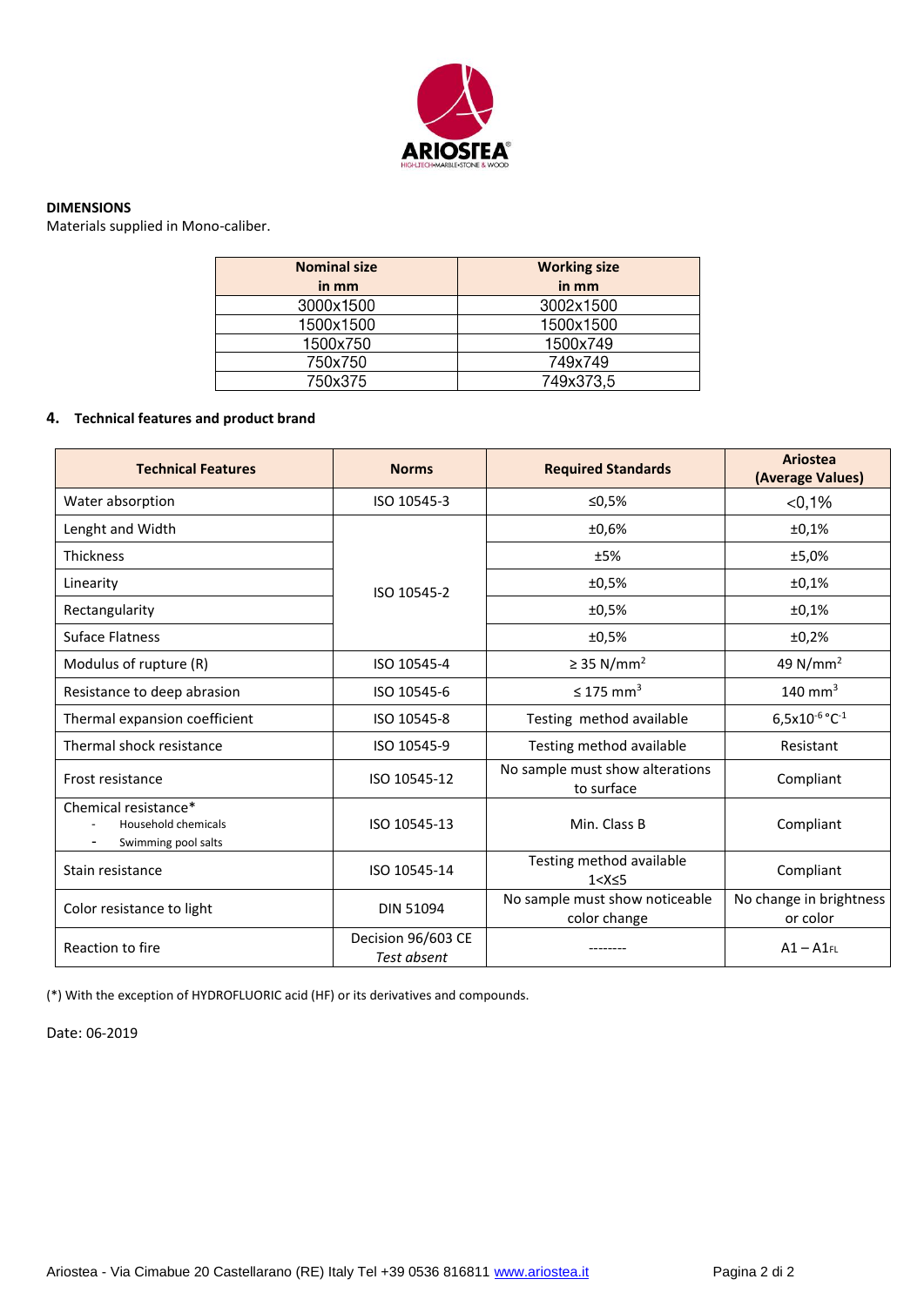**DIMENSIONS**

Materials supplied in Mono-caliber.

| Nominal size in mm | Working size in mm |
|---|---|
| 3000x1500 | 3002x1500 |
| 1500x1500 | 1500x1500 |
| 1500x750 | 1500x749 |
| 750x750 | 749x749 |
| 750x375 | 749x373,5 |

## 4. Technical features and product brand

| Technical Features | Norms | Required Standards | Ariostea (Average Values) |
|---|---|---|---|
| Water absorption | ISO 10545-3 | ≤0,5% | <0,1% |
| Lenght and Width | ISO 10545-2 | ±0,6% | ±0,1% |
| Thickness | | ±5% | ±5,0% |
| Linearity | | ±0,5% | ±0,1% |
| Rectangularity | | ±0,5% | ±0,1% |
| Suface Flatness | | ±0,5% | ±0,2% |
| Modulus of rupture (R) | ISO 10545-4 | ≥ 35 N/mm$^2$ | 49 N/mm$^2$ |
| Resistance to deep abrasion | ISO 10545-6 | ≤ 175 mm$^3$ | 140 mm$^3$ |
| Thermal expansion coefficient | ISO 10545-8 | Testing method available | 6,5x10$^{-6}$ °C$^{-1}$ |
| Thermal shock resistance | ISO 10545-9 | Testing method available | Resistant |
| Frost resistance | ISO 10545-12 | No sample must show alterations to surface | Compliant |
| Chemical resistance* <br> - Household chemicals <br> - Swimming pool salts | ISO 10545-13 | Min. Class B | Compliant |
| Stain resistance | ISO 10545-14 | Testing method available 1<X≤5 | Compliant |
| Color resistance to light | DIN 51094 | No sample must show noticeable color change | No change in brightness or color |
| Reaction to fire | Decision 96/603 CE *Test absent* | -------- | A1 – A1$_{FL}$ |

(*) With the exception of HYDROFLUORIC acid (HF) or its derivatives and compounds.

Date: 06-2019

Ariostea - Via Cimabue 20 Castellarano (RE) Italy Tel +39 0536 816811 www.ariostea.it